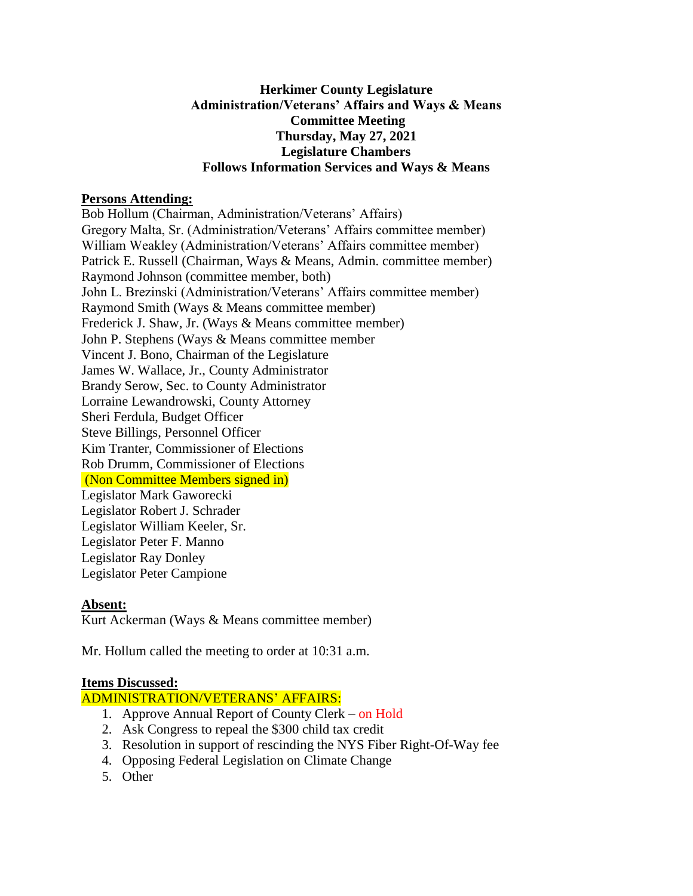**Herkimer County Legislature**
**Administration/Veterans' Affairs and Ways & Means**
**Committee Meeting**
**Thursday, May 27, 2021**
**Legislature Chambers**
**Follows Information Services and Ways & Means**

**Persons Attending:**

Bob Hollum (Chairman, Administration/Veterans' Affairs)
Gregory Malta, Sr. (Administration/Veterans' Affairs committee member)
William Weakley (Administration/Veterans' Affairs committee member)
Patrick E. Russell (Chairman, Ways & Means, Admin. committee member)
Raymond Johnson (committee member, both)
John L. Brezinski (Administration/Veterans' Affairs committee member)
Raymond Smith (Ways & Means committee member)
Frederick J. Shaw, Jr. (Ways & Means committee member)
John P. Stephens (Ways & Means committee member
Vincent J. Bono, Chairman of the Legislature
James W. Wallace, Jr., County Administrator
Brandy Serow, Sec. to County Administrator
Lorraine Lewandrowski, County Attorney
Sheri Ferdula, Budget Officer
Steve Billings, Personnel Officer
Kim Tranter, Commissioner of Elections
Rob Drumm, Commissioner of Elections
(Non Committee Members signed in)
Legislator Mark Gaworecki
Legislator Robert J. Schrader
Legislator William Keeler, Sr.
Legislator Peter F. Manno
Legislator Ray Donley
Legislator Peter Campione

**Absent:**

Kurt Ackerman (Ways & Means committee member)

Mr. Hollum called the meeting to order at 10:31 a.m.

**Items Discussed:**

ADMINISTRATION/VETERANS' AFFAIRS:

1. Approve Annual Report of County Clerk – on Hold
2. Ask Congress to repeal the $300 child tax credit
3. Resolution in support of rescinding the NYS Fiber Right-Of-Way fee
4. Opposing Federal Legislation on Climate Change
5. Other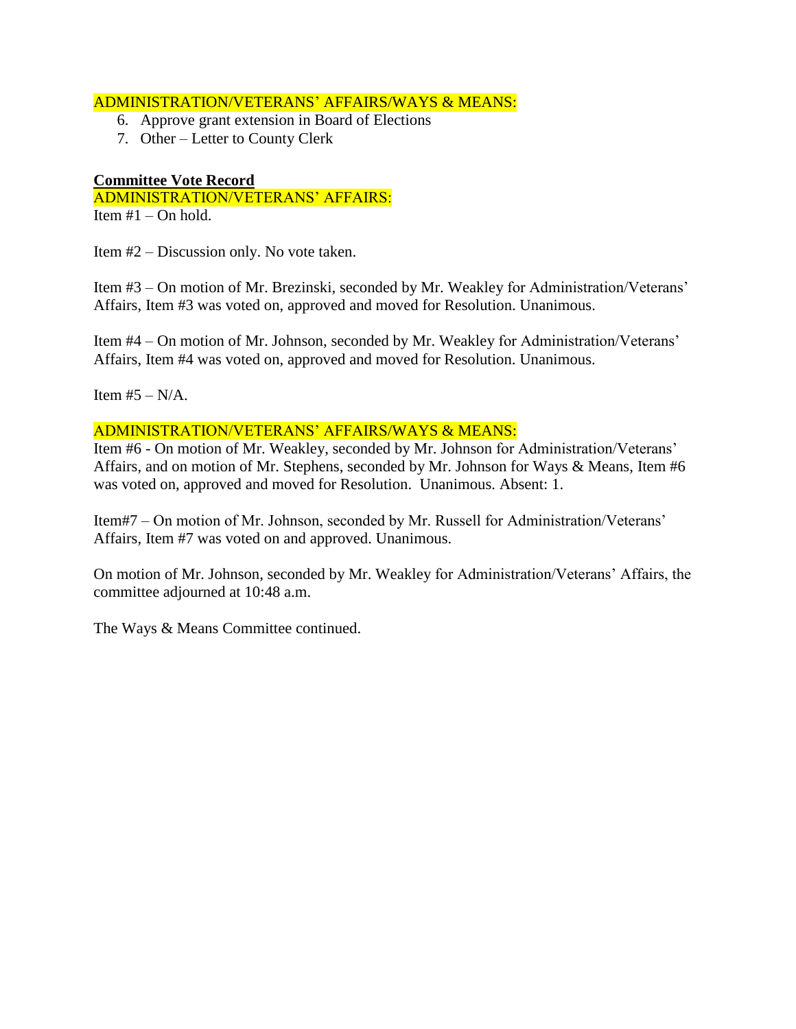ADMINISTRATION/VETERANS' AFFAIRS/WAYS & MEANS:

6. Approve grant extension in Board of Elections
7. Other – Letter to County Clerk

**Committee Vote Record**

ADMINISTRATION/VETERANS' AFFAIRS:

Item #1 – On hold.

Item #2 – Discussion only. No vote taken.

Item #3 – On motion of Mr. Brezinski, seconded by Mr. Weakley for Administration/Veterans' Affairs, Item #3 was voted on, approved and moved for Resolution. Unanimous.

Item #4 – On motion of Mr. Johnson, seconded by Mr. Weakley for Administration/Veterans' Affairs, Item #4 was voted on, approved and moved for Resolution. Unanimous.

Item #5 – N/A.

ADMINISTRATION/VETERANS' AFFAIRS/WAYS & MEANS:

Item #6 - On motion of Mr. Weakley, seconded by Mr. Johnson for Administration/Veterans' Affairs, and on motion of Mr. Stephens, seconded by Mr. Johnson for Ways & Means, Item #6 was voted on, approved and moved for Resolution. Unanimous. Absent: 1.

Item#7 – On motion of Mr. Johnson, seconded by Mr. Russell for Administration/Veterans' Affairs, Item #7 was voted on and approved. Unanimous.

On motion of Mr. Johnson, seconded by Mr. Weakley for Administration/Veterans' Affairs, the committee adjourned at 10:48 a.m.

The Ways & Means Committee continued.